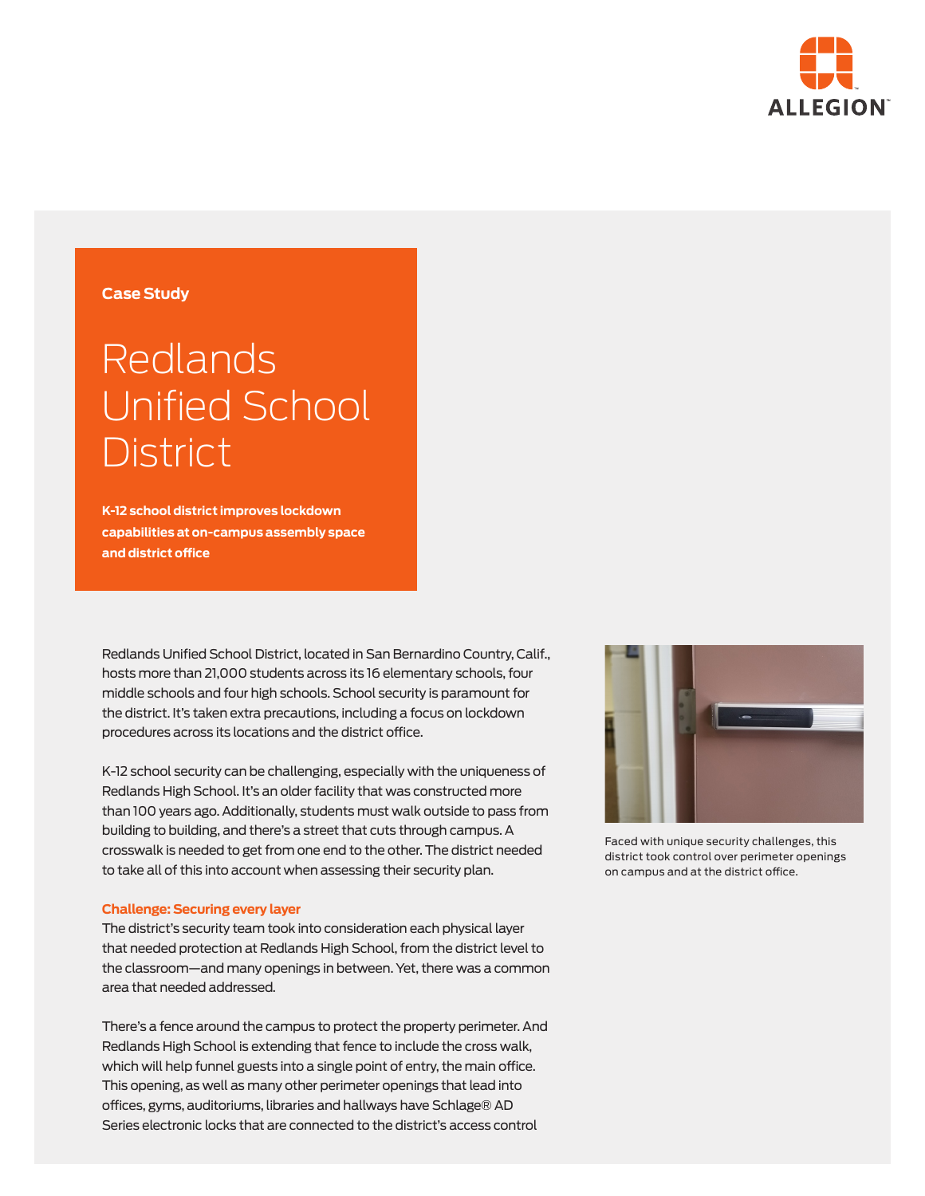ALLEGION

**Case Study**

# Redlands Unified School District

**K-12 school district improves lockdown capabilities at on-campus assembly space and district office**

Redlands Unified School District, located in San Bernardino Country, Calif., hosts more than 21,000 students across its 16 elementary schools, four middle schools and four high schools. School security is paramount for the district. It's taken extra precautions, including a focus on lockdown procedures across its locations and the district office.

K-12 school security can be challenging, especially with the uniqueness of Redlands High School. It's an older facility that was constructed more than 100 years ago. Additionally, students must walk outside to pass from building to building, and there's a street that cuts through campus. A crosswalk is needed to get from one end to the other. The district needed to take all of this into account when assessing their security plan.

Faced with unique security challenges, this district took control over perimeter openings on campus and at the district office.

## Challenge: Securing every layer

The district's security team took into consideration each physical layer that needed protection at Redlands High School, from the district level to the classroom—and many openings in between. Yet, there was a common area that needed addressed.

There's a fence around the campus to protect the property perimeter. And Redlands High School is extending that fence to include the cross walk, which will help funnel guests into a single point of entry, the main office. This opening, as well as many other perimeter openings that lead into offices, gyms, auditoriums, libraries and hallways have Schlage® AD Series electronic locks that are connected to the district's access control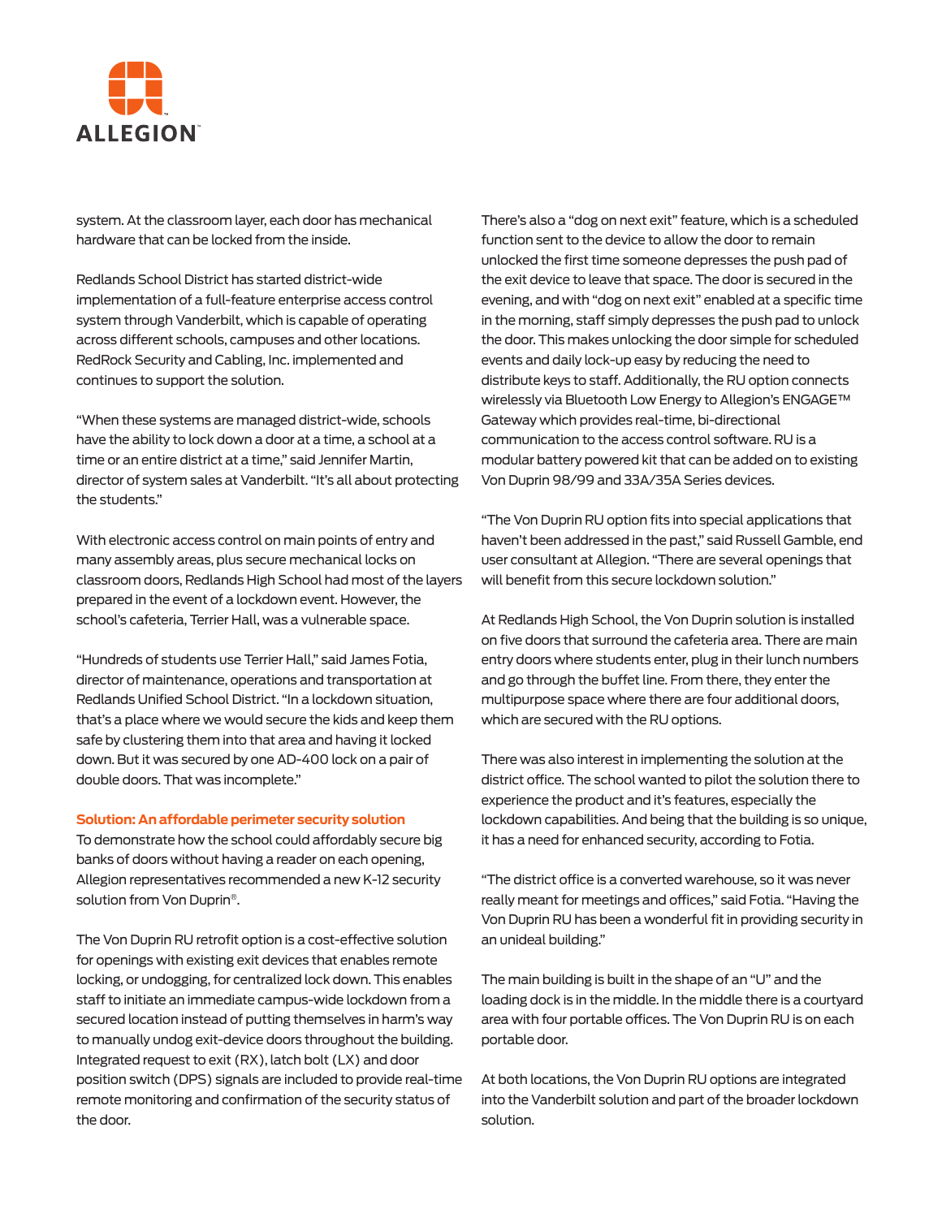system. At the classroom layer, each door has mechanical hardware that can be locked from the inside.

Redlands School District has started district-wide implementation of a full-feature enterprise access control system through Vanderbilt, which is capable of operating across different schools, campuses and other locations. RedRock Security and Cabling, Inc. implemented and continues to support the solution.

"When these systems are managed district-wide, schools have the ability to lock down a door at a time, a school at a time or an entire district at a time," said Jennifer Martin, director of system sales at Vanderbilt. "It's all about protecting the students."

With electronic access control on main points of entry and many assembly areas, plus secure mechanical locks on classroom doors, Redlands High School had most of the layers prepared in the event of a lockdown event. However, the school's cafeteria, Terrier Hall, was a vulnerable space.

"Hundreds of students use Terrier Hall," said James Fotia, director of maintenance, operations and transportation at Redlands Unified School District. "In a lockdown situation, that's a place where we would secure the kids and keep them safe by clustering them into that area and having it locked down. But it was secured by one AD-400 lock on a pair of double doors. That was incomplete."

### Solution: An affordable perimeter security solution

To demonstrate how the school could affordably secure big banks of doors without having a reader on each opening, Allegion representatives recommended a new K-12 security solution from Von Duprin®.

The Von Duprin RU retrofit option is a cost-effective solution for openings with existing exit devices that enables remote locking, or undogging, for centralized lock down. This enables staff to initiate an immediate campus-wide lockdown from a secured location instead of putting themselves in harm's way to manually undog exit-device doors throughout the building. Integrated request to exit (RX), latch bolt (LX) and door position switch (DPS) signals are included to provide real-time remote monitoring and confirmation of the security status of the door.

There's also a "dog on next exit" feature, which is a scheduled function sent to the device to allow the door to remain unlocked the first time someone depresses the push pad of the exit device to leave that space. The door is secured in the evening, and with "dog on next exit" enabled at a specific time in the morning, staff simply depresses the push pad to unlock the door. This makes unlocking the door simple for scheduled events and daily lock-up easy by reducing the need to distribute keys to staff. Additionally, the RU option connects wirelessly via Bluetooth Low Energy to Allegion's ENGAGE™ Gateway which provides real-time, bi-directional communication to the access control software. RU is a modular battery powered kit that can be added on to existing Von Duprin 98/99 and 33A/35A Series devices.

"The Von Duprin RU option fits into special applications that haven't been addressed in the past," said Russell Gamble, end user consultant at Allegion. "There are several openings that will benefit from this secure lockdown solution."

At Redlands High School, the Von Duprin solution is installed on five doors that surround the cafeteria area. There are main entry doors where students enter, plug in their lunch numbers and go through the buffet line. From there, they enter the multipurpose space where there are four additional doors, which are secured with the RU options.

There was also interest in implementing the solution at the district office. The school wanted to pilot the solution there to experience the product and it's features, especially the lockdown capabilities. And being that the building is so unique, it has a need for enhanced security, according to Fotia.

"The district office is a converted warehouse, so it was never really meant for meetings and offices," said Fotia. "Having the Von Duprin RU has been a wonderful fit in providing security in an unideal building."

The main building is built in the shape of an "U" and the loading dock is in the middle. In the middle there is a courtyard area with four portable offices. The Von Duprin RU is on each portable door.

At both locations, the Von Duprin RU options are integrated into the Vanderbilt solution and part of the broader lockdown solution.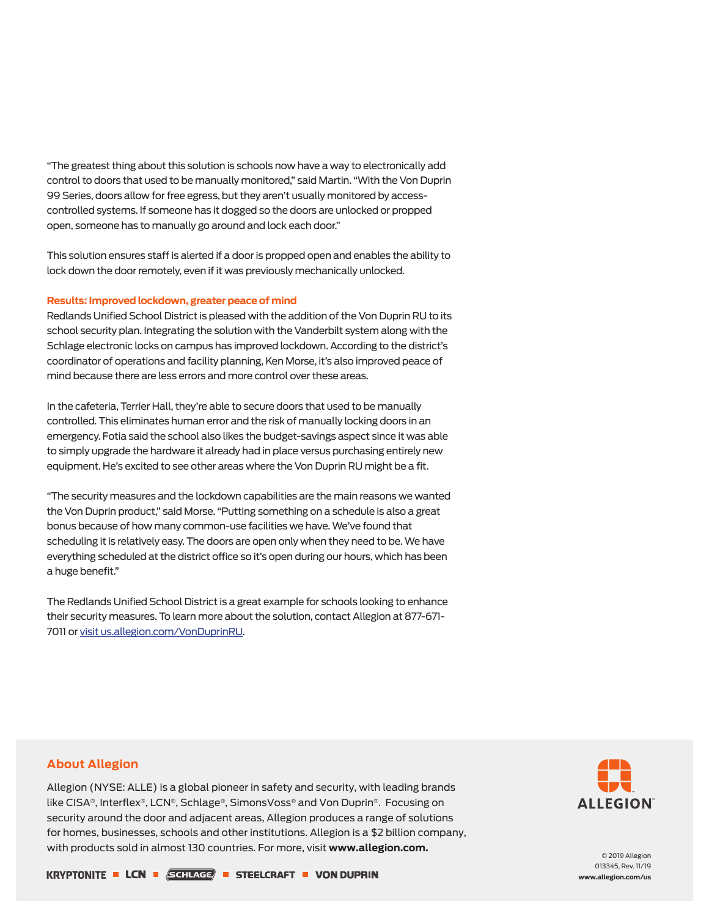"The greatest thing about this solution is schools now have a way to electronically add control to doors that used to be manually monitored," said Martin. "With the Von Duprin 99 Series, doors allow for free egress, but they aren't usually monitored by access-controlled systems. If someone has it dogged so the doors are unlocked or propped open, someone has to manually go around and lock each door."

This solution ensures staff is alerted if a door is propped open and enables the ability to lock down the door remotely, even if it was previously mechanically unlocked.

### Results: Improved lockdown, greater peace of mind

Redlands Unified School District is pleased with the addition of the Von Duprin RU to its school security plan. Integrating the solution with the Vanderbilt system along with the Schlage electronic locks on campus has improved lockdown. According to the district's coordinator of operations and facility planning, Ken Morse, it's also improved peace of mind because there are less errors and more control over these areas.

In the cafeteria, Terrier Hall, they're able to secure doors that used to be manually controlled. This eliminates human error and the risk of manually locking doors in an emergency. Fotia said the school also likes the budget-savings aspect since it was able to simply upgrade the hardware it already had in place versus purchasing entirely new equipment. He's excited to see other areas where the Von Duprin RU might be a fit.

"The security measures and the lockdown capabilities are the main reasons we wanted the Von Duprin product," said Morse. "Putting something on a schedule is also a great bonus because of how many common-use facilities we have. We've found that scheduling it is relatively easy. The doors are open only when they need to be. We have everything scheduled at the district office so it's open during our hours, which has been a huge benefit."

The Redlands Unified School District is a great example for schools looking to enhance their security measures. To learn more about the solution, contact Allegion at 877-671-7011 or [visit us.allegion.com/VonDuprinRU](us.allegion.com/VonDuprinRU).

## About Allegion

Allegion (NYSE: ALLE) is a global pioneer in safety and security, with leading brands like CISA®, Interflex®, LCN®, Schlage®, SimonsVoss® and Von Duprin®. Focusing on security around the door and adjacent areas, Allegion produces a range of solutions for homes, businesses, schools and other institutions. Allegion is a $2 billion company, with products sold in almost 130 countries. For more, visit **www.allegion.com.**

KRYPTONITE ■ LCN ■ SCHLAGE ■ STEELCRAFT ■ VON DUPRIN

ALLEGION™

© 2019 Allegion
013345, Rev. 11/19
**www.allegion.com/us**